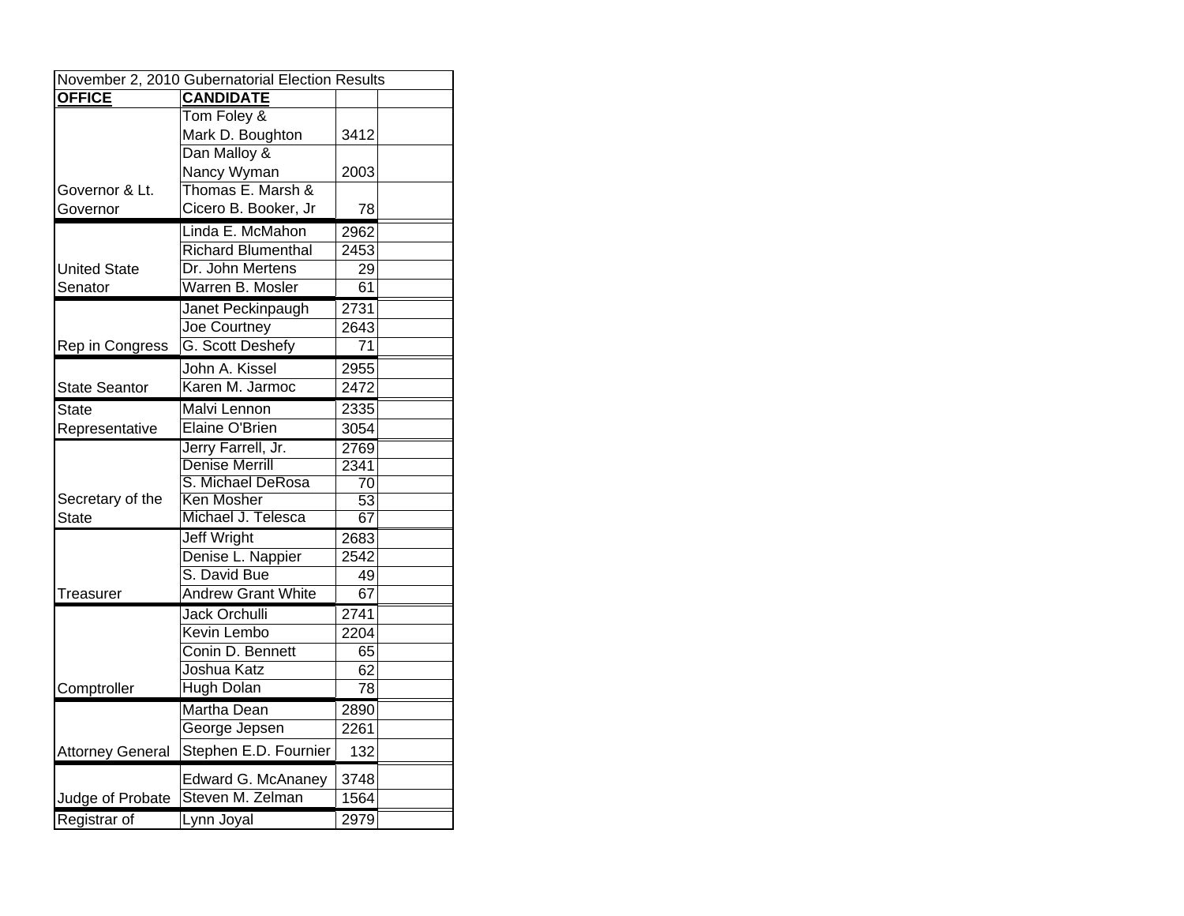| November 2, 2010 Gubernatorial Election Results | | | |
|---|---|---|---|
| **OFFICE** | **CANDIDATE** | | |
| | Tom Foley & Mark D. Boughton | 3412 | |
| | Dan Malloy & Nancy Wyman | 2003 | |
| Governor & Lt. Governor | Thomas E. Marsh & Cicero B. Booker, Jr | 78 | |
| | Linda E. McMahon | 2962 | |
| | Richard Blumenthal | 2453 | |
| United State Senator | Dr. John Mertens | 29 | |
| | Warren B. Mosler | 61 | |
| | Janet Peckinpaugh | 2731 | |
| | Joe Courtney | 2643 | |
| Rep in Congress | G. Scott Deshefy | 71 | |
| | John A. Kissel | 2955 | |
| State Seantor | Karen M. Jarmoc | 2472 | |
| State Representative | Malvi Lennon | 2335 | |
| | Elaine O'Brien | 3054 | |
| | Jerry Farrell, Jr. | 2769 | |
| | Denise Merrill | 2341 | |
| | S. Michael DeRosa | 70 | |
| Secretary of the State | Ken Mosher | 53 | |
| | Michael J. Telesca | 67 | |
| | Jeff Wright | 2683 | |
| | Denise L. Nappier | 2542 | |
| | S. David Bue | 49 | |
| Treasurer | Andrew Grant White | 67 | |
| | Jack Orchulli | 2741 | |
| | Kevin Lembo | 2204 | |
| | Conin D. Bennett | 65 | |
| | Joshua Katz | 62 | |
| Comptroller | Hugh Dolan | 78 | |
| | Martha Dean | 2890 | |
| | George Jepsen | 2261 | |
| Attorney General | Stephen E.D. Fournier | 132 | |
| | Edward G. McAnaney | 3748 | |
| Judge of Probate | Steven M. Zelman | 1564 | |
| Registrar of | Lynn Joyal | 2979 | |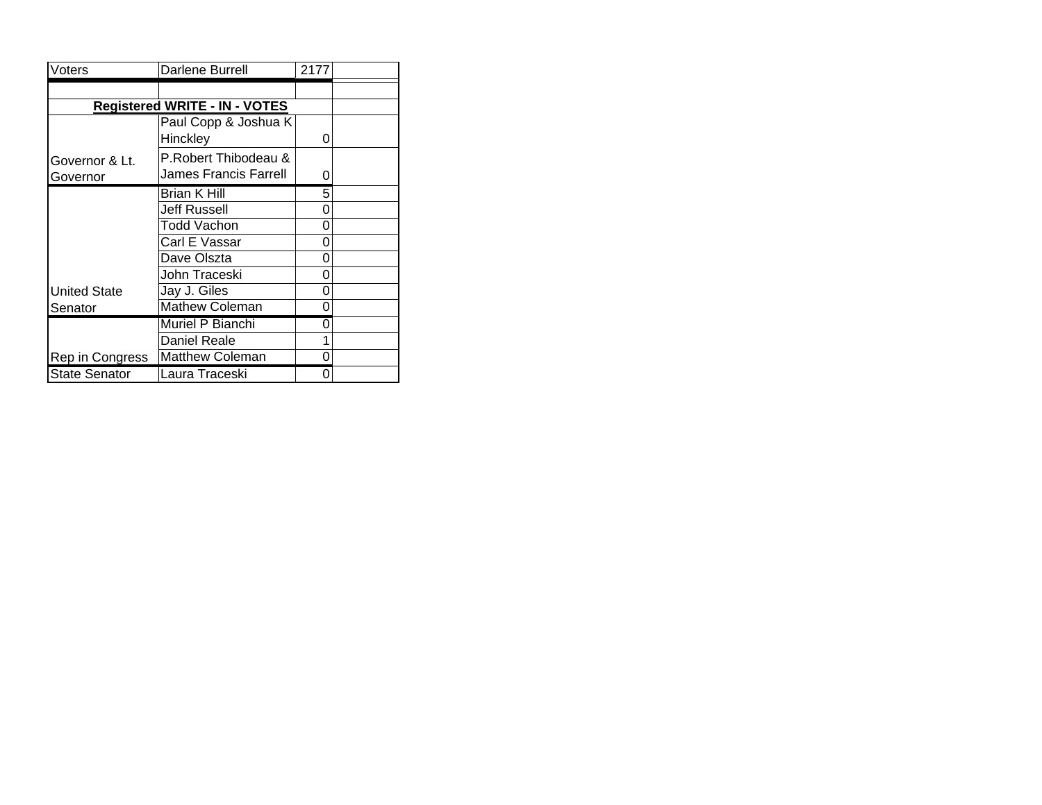| | | | |
|---|---|---|---|
| Voters | Darlene Burrell | 2177 | |
| | | | |
| **Registered WRITE - IN - VOTES** | | | |
| Governor & Lt. Governor | Paul Copp & Joshua K Hinckley | 0 | |
| | P.Robert Thibodeau & James Francis Farrell | 0 | |
| United State Senator | Brian K Hill | 5 | |
| | Jeff Russell | 0 | |
| | Todd Vachon | 0 | |
| | Carl E Vassar | 0 | |
| | Dave Olszta | 0 | |
| | John Traceski | 0 | |
| | Jay J. Giles | 0 | |
| | Mathew Coleman | 0 | |
| Rep in Congress | Muriel P Bianchi | 0 | |
| | Daniel Reale | 1 | |
| | Matthew Coleman | 0 | |
| State Senator | Laura Traceski | 0 | |